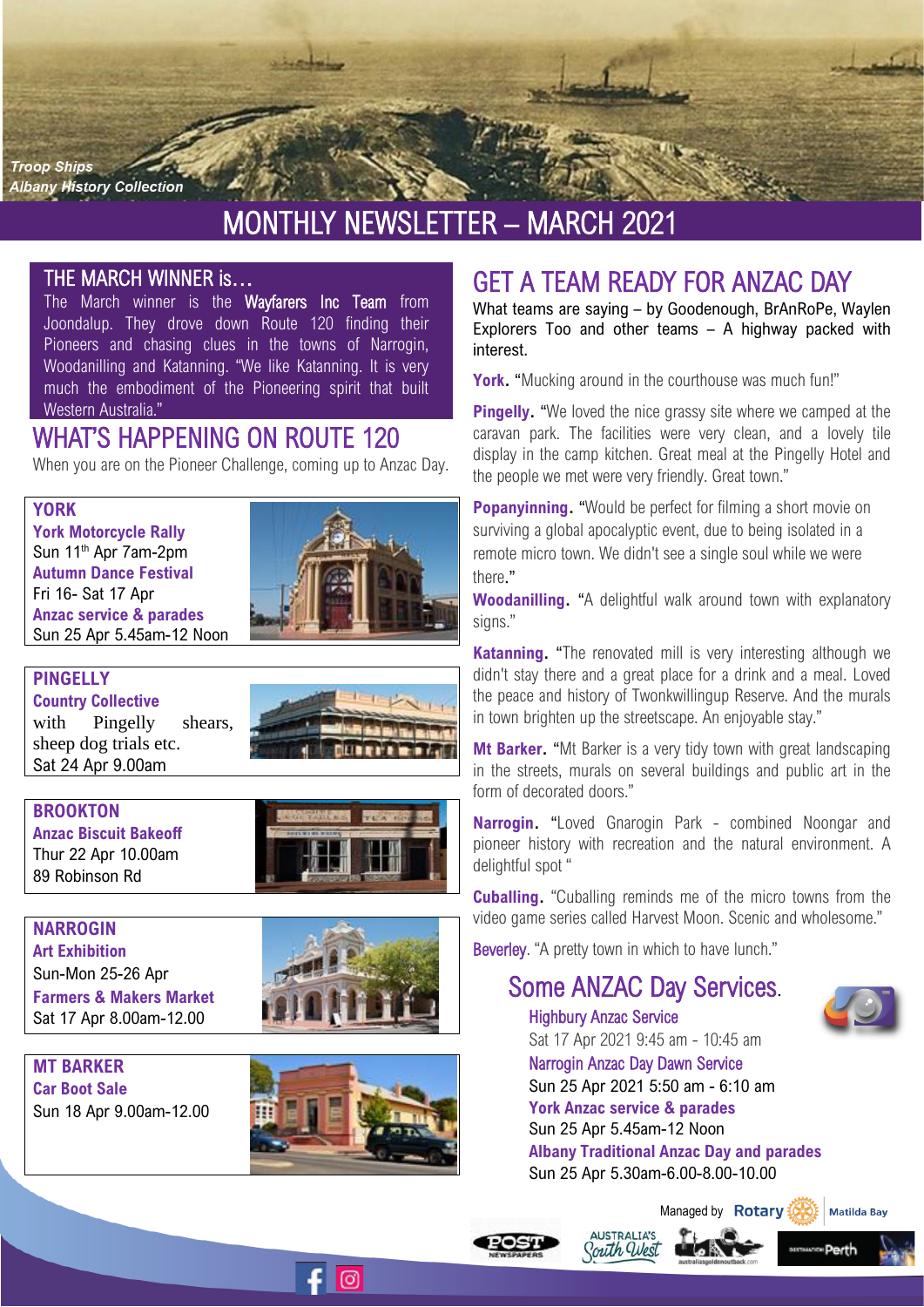*Troop Ships*
*Albany History Collection*

# MONTHLY NEWSLETTER – MARCH 2021

## THE MARCH WINNER is…

The March winner is the **Wayfarers Inc Team** from Joondalup. They drove down Route 120 finding their Pioneers and chasing clues in the towns of Narrogin, Woodanilling and Katanning. "We like Katanning. It is very much the embodiment of the Pioneering spirit that built Western Australia."

## WHAT'S HAPPENING ON ROUTE 120

When you are on the Pioneer Challenge, coming up to Anzac Day.

### YORK

**York Motorcycle Rally**
Sun 11th Apr 7am-2pm
**Autumn Dance Festival**
Fri 16- Sat 17 Apr
**Anzac service & parades**
Sun 25 Apr 5.45am-12 Noon

### PINGELLY

**Country Collective**
with Pingelly shears, sheep dog trials etc.
Sat 24 Apr 9.00am

### BROOKTON

**Anzac Biscuit Bakeoff**
Thur 22 Apr 10.00am
89 Robinson Rd

### NARROGIN

**Art Exhibition**
Sun-Mon 25-26 Apr
**Farmers & Makers Market**
Sat 17 Apr 8.00am-12.00

### MT BARKER

**Car Boot Sale**
Sun 18 Apr 9.00am-12.00

## GET A TEAM READY FOR ANZAC DAY

What teams are saying – by Goodenough, BrAnRoPe, Waylen Explorers Too and other teams – A highway packed with interest.

**York.** "Mucking around in the courthouse was much fun!"

**Pingelly.** "We loved the nice grassy site where we camped at the caravan park. The facilities were very clean, and a lovely tile display in the camp kitchen. Great meal at the Pingelly Hotel and the people we met were very friendly. Great town."

**Popanyinning.** "Would be perfect for filming a short movie on surviving a global apocalyptic event, due to being isolated in a remote micro town. We didn't see a single soul while we were there."

**Woodanilling.** "A delightful walk around town with explanatory signs."

**Katanning.** "The renovated mill is very interesting although we didn't stay there and a great place for a drink and a meal. Loved the peace and history of Twonkwillingup Reserve. And the murals in town brighten up the streetscape. An enjoyable stay."

**Mt Barker.** "Mt Barker is a very tidy town with great landscaping in the streets, murals on several buildings and public art in the form of decorated doors."

**Narrogin.** "Loved Gnarogin Park - combined Noongar and pioneer history with recreation and the natural environment. A delightful spot "

**Cuballing.** "Cuballing reminds me of the micro towns from the video game series called Harvest Moon. Scenic and wholesome."

**Beverley.** "A pretty town in which to have lunch."

## Some ANZAC Day Services.

**Highbury Anzac Service**
Sat 17 Apr 2021 9:45 am - 10:45 am
**Narrogin Anzac Day Dawn Service**
Sun 25 Apr 2021 5:50 am - 6:10 am
**York Anzac service & parades**
Sun 25 Apr 5.45am-12 Noon
**Albany Traditional Anzac Day and parades**
Sun 25 Apr 5.30am-6.00-8.00-10.00

Managed by Rotary | Matilda Bay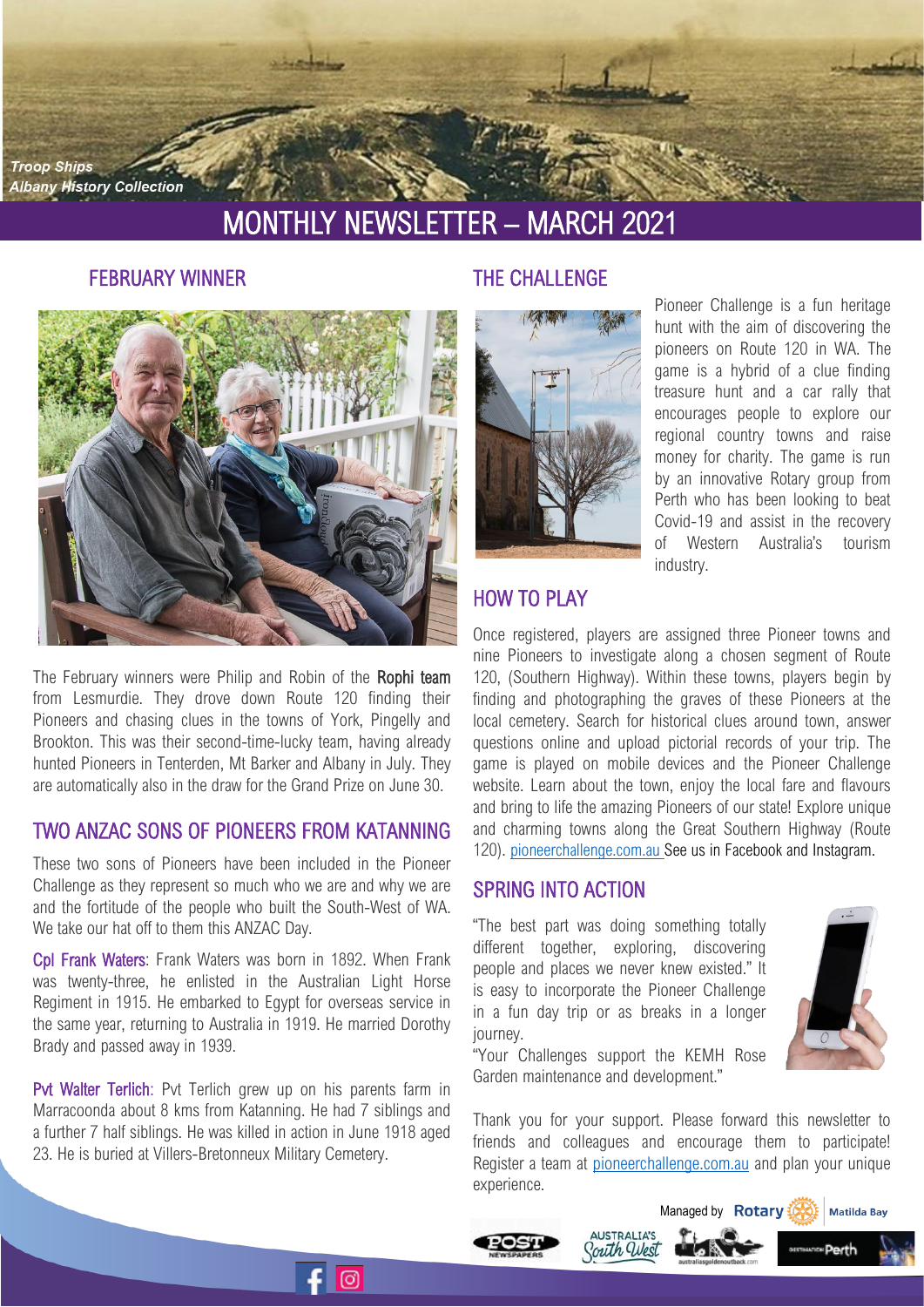*Troop Ships*
*Albany History Collection*

# MONTHLY NEWSLETTER – MARCH 2021

## FEBRUARY WINNER

The February winners were Philip and Robin of the **Rophi team** from Lesmurdie. They drove down Route 120 finding their Pioneers and chasing clues in the towns of York, Pingelly and Brookton. This was their second-time-lucky team, having already hunted Pioneers in Tenterden, Mt Barker and Albany in July. They are automatically also in the draw for the Grand Prize on June 30.

## TWO ANZAC SONS OF PIONEERS FROM KATANNING

These two sons of Pioneers have been included in the Pioneer Challenge as they represent so much who we are and why we are and the fortitude of the people who built the South-West of WA. We take our hat off to them this ANZAC Day.

**Cpl Frank Waters**: Frank Waters was born in 1892. When Frank was twenty-three, he enlisted in the Australian Light Horse Regiment in 1915. He embarked to Egypt for overseas service in the same year, returning to Australia in 1919. He married Dorothy Brady and passed away in 1939.

**Pvt Walter Terlich**: Pvt Terlich grew up on his parents farm in Marracoonda about 8 kms from Katanning. He had 7 siblings and a further 7 half siblings. He was killed in action in June 1918 aged 23. He is buried at Villers-Bretonneux Military Cemetery.

## THE CHALLENGE

Pioneer Challenge is a fun heritage hunt with the aim of discovering the pioneers on Route 120 in WA. The game is a hybrid of a clue finding treasure hunt and a car rally that encourages people to explore our regional country towns and raise money for charity. The game is run by an innovative Rotary group from Perth who has been looking to beat Covid-19 and assist in the recovery of Western Australia's tourism industry.

## HOW TO PLAY

Once registered, players are assigned three Pioneer towns and nine Pioneers to investigate along a chosen segment of Route 120, (Southern Highway). Within these towns, players begin by finding and photographing the graves of these Pioneers at the local cemetery. Search for historical clues around town, answer questions online and upload pictorial records of your trip. The game is played on mobile devices and the Pioneer Challenge website. Learn about the town, enjoy the local fare and flavours and bring to life the amazing Pioneers of our state! Explore unique and charming towns along the Great Southern Highway (Route 120). pioneerchallenge.com.au See us in Facebook and Instagram.

## SPRING INTO ACTION

"The best part was doing something totally different together, exploring, discovering people and places we never knew existed." It is easy to incorporate the Pioneer Challenge in a fun day trip or as breaks in a longer journey.

"Your Challenges support the KEMH Rose Garden maintenance and development."

Thank you for your support. Please forward this newsletter to friends and colleagues and encourage them to participate! Register a team at pioneerchallenge.com.au and plan your unique experience.

Managed by Rotary Matilda Bay

POST NEWSPAPERS · AUSTRALIA'S South West · australiasgoldenoutback.com · DESTINATION Perth